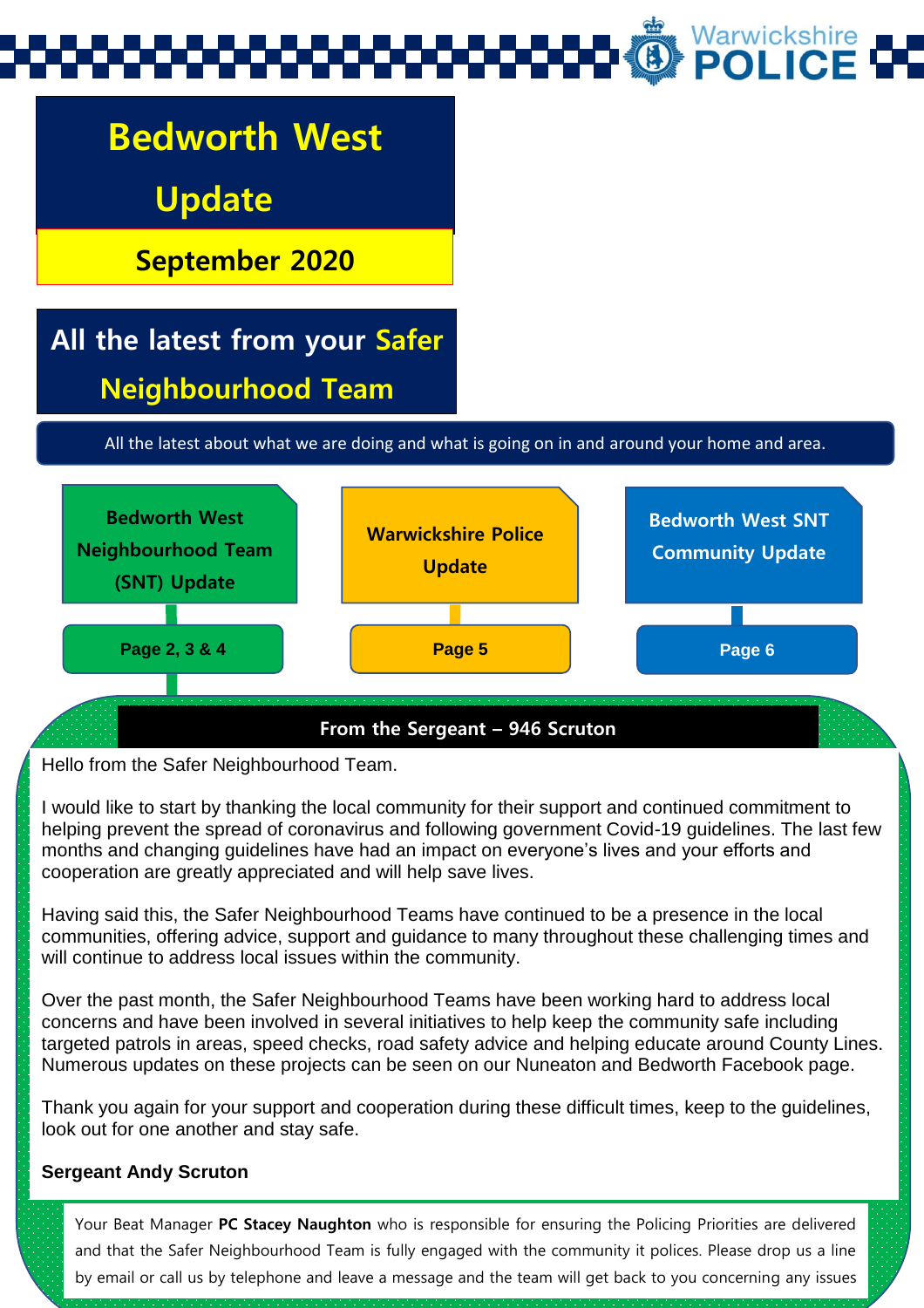Warwickshire POLICE

# Bedworth West Update

**September 2020**

## All the latest from your Safer Neighbourhood Team

All the latest about what we are doing and what is going on in and around your home and area.

- **Bedworth West Neighbourhood Team (SNT) Update** — Page 2, 3 & 4
- **Warwickshire Police Update** — Page 5
- **Bedworth West SNT Community Update** — Page 6

### From the Sergeant – 946 Scruton

Hello from the Safer Neighbourhood Team.

I would like to start by thanking the local community for their support and continued commitment to helping prevent the spread of coronavirus and following government Covid-19 guidelines. The last few months and changing guidelines have had an impact on everyone's lives and your efforts and cooperation are greatly appreciated and will help save lives.

Having said this, the Safer Neighbourhood Teams have continued to be a presence in the local communities, offering advice, support and guidance to many throughout these challenging times and will continue to address local issues within the community.

Over the past month, the Safer Neighbourhood Teams have been working hard to address local concerns and have been involved in several initiatives to help keep the community safe including targeted patrols in areas, speed checks, road safety advice and helping educate around County Lines. Numerous updates on these projects can be seen on our Nuneaton and Bedworth Facebook page.

Thank you again for your support and cooperation during these difficult times, keep to the guidelines, look out for one another and stay safe.

**Sergeant Andy Scruton**

Your Beat Manager **PC Stacey Naughton** who is responsible for ensuring the Policing Priorities are delivered and that the Safer Neighbourhood Team is fully engaged with the community it polices. Please drop us a line by email or call us by telephone and leave a message and the team will get back to you concerning any issues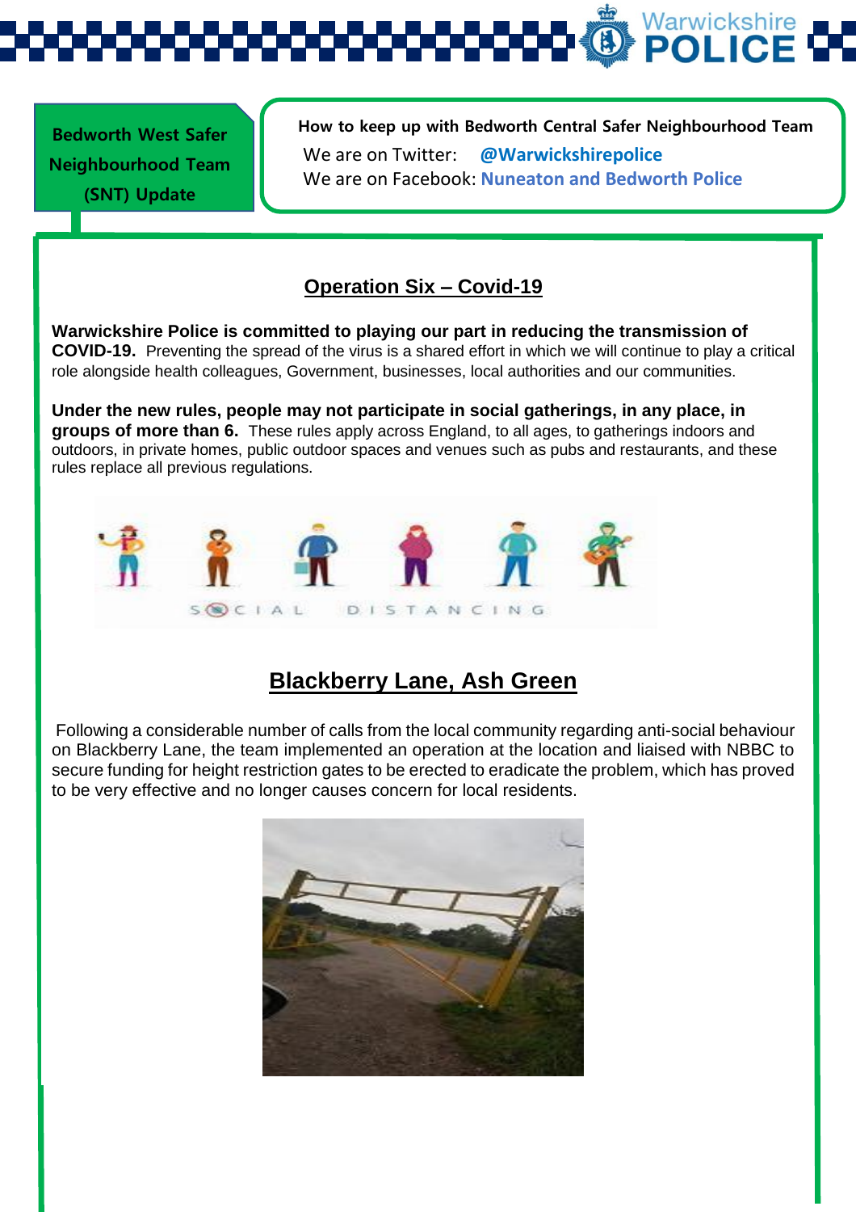Bedworth West Safer Neighbourhood Team (SNT) Update

**How to keep up with Bedworth Central Safer Neighbourhood Team**

We are on Twitter: **@Warwickshirepolice**

We are on Facebook: **Nuneaton and Bedworth Police**

## Operation Six – Covid-19

**Warwickshire Police is committed to playing our part in reducing the transmission of COVID-19.** Preventing the spread of the virus is a shared effort in which we will continue to play a critical role alongside health colleagues, Government, businesses, local authorities and our communities.

**Under the new rules, people may not participate in social gatherings, in any place, in groups of more than 6.** These rules apply across England, to all ages, to gatherings indoors and outdoors, in private homes, public outdoor spaces and venues such as pubs and restaurants, and these rules replace all previous regulations.

## Blackberry Lane, Ash Green

Following a considerable number of calls from the local community regarding anti-social behaviour on Blackberry Lane, the team implemented an operation at the location and liaised with NBBC to secure funding for height restriction gates to be erected to eradicate the problem, which has proved to be very effective and no longer causes concern for local residents.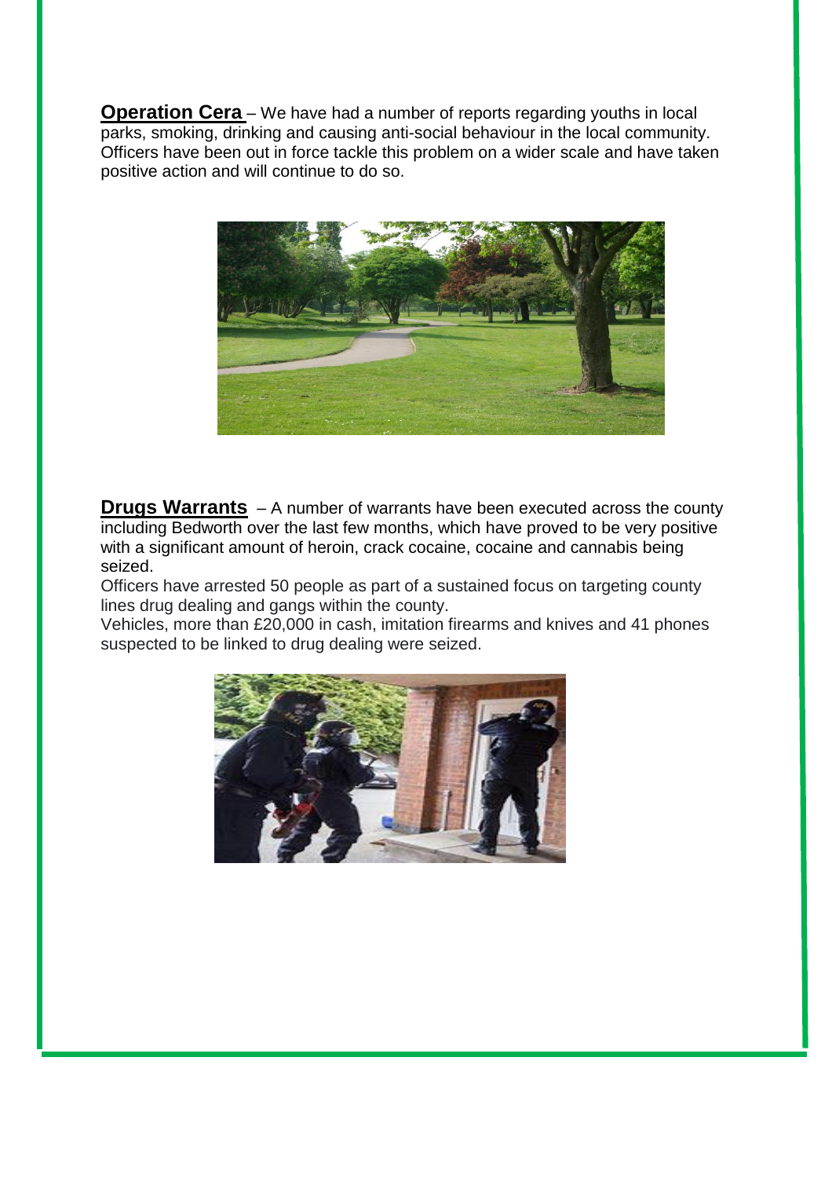**Operation Cera** – We have had a number of reports regarding youths in local parks, smoking, drinking and causing anti-social behaviour in the local community. Officers have been out in force tackle this problem on a wider scale and have taken positive action and will continue to do so.

**Drugs Warrants** – A number of warrants have been executed across the county including Bedworth over the last few months, which have proved to be very positive with a significant amount of heroin, crack cocaine, cocaine and cannabis being seized.

Officers have arrested 50 people as part of a sustained focus on targeting county lines drug dealing and gangs within the county.

Vehicles, more than £20,000 in cash, imitation firearms and knives and 41 phones suspected to be linked to drug dealing were seized.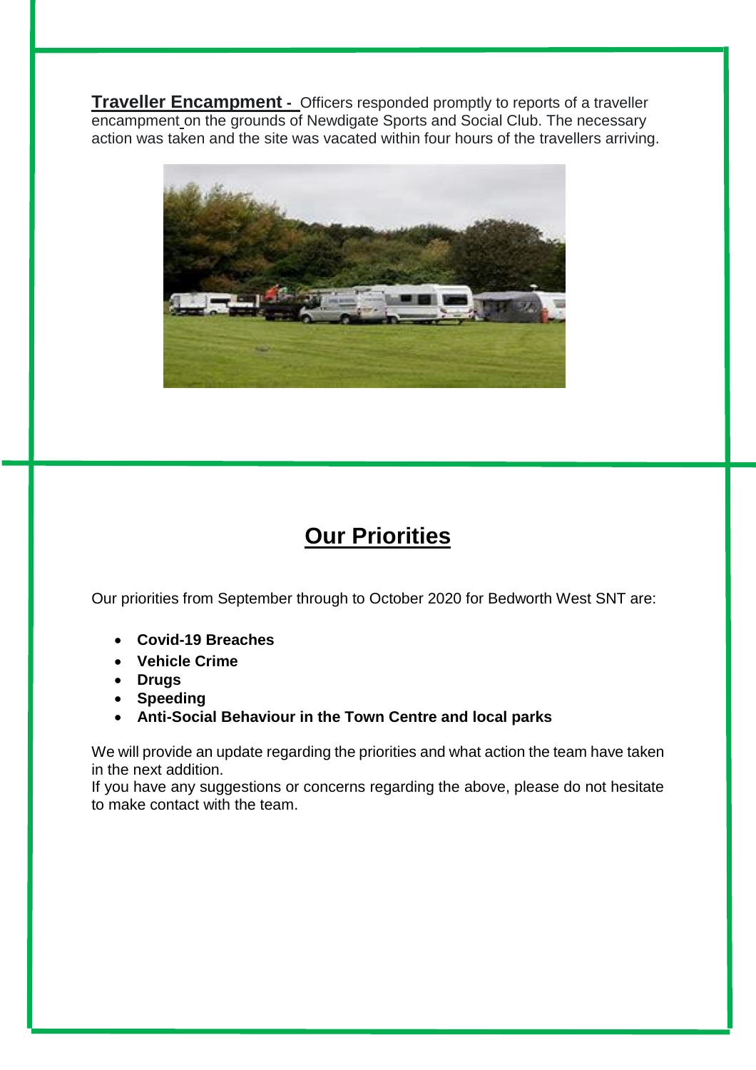**Traveller Encampment -** Officers responded promptly to reports of a traveller encampment on the grounds of Newdigate Sports and Social Club. The necessary action was taken and the site was vacated within four hours of the travellers arriving.

## Our Priorities

Our priorities from September through to October 2020 for Bedworth West SNT are:

- **Covid-19 Breaches**
- **Vehicle Crime**
- **Drugs**
- **Speeding**
- **Anti-Social Behaviour in the Town Centre and local parks**

We will provide an update regarding the priorities and what action the team have taken in the next addition.

If you have any suggestions or concerns regarding the above, please do not hesitate to make contact with the team.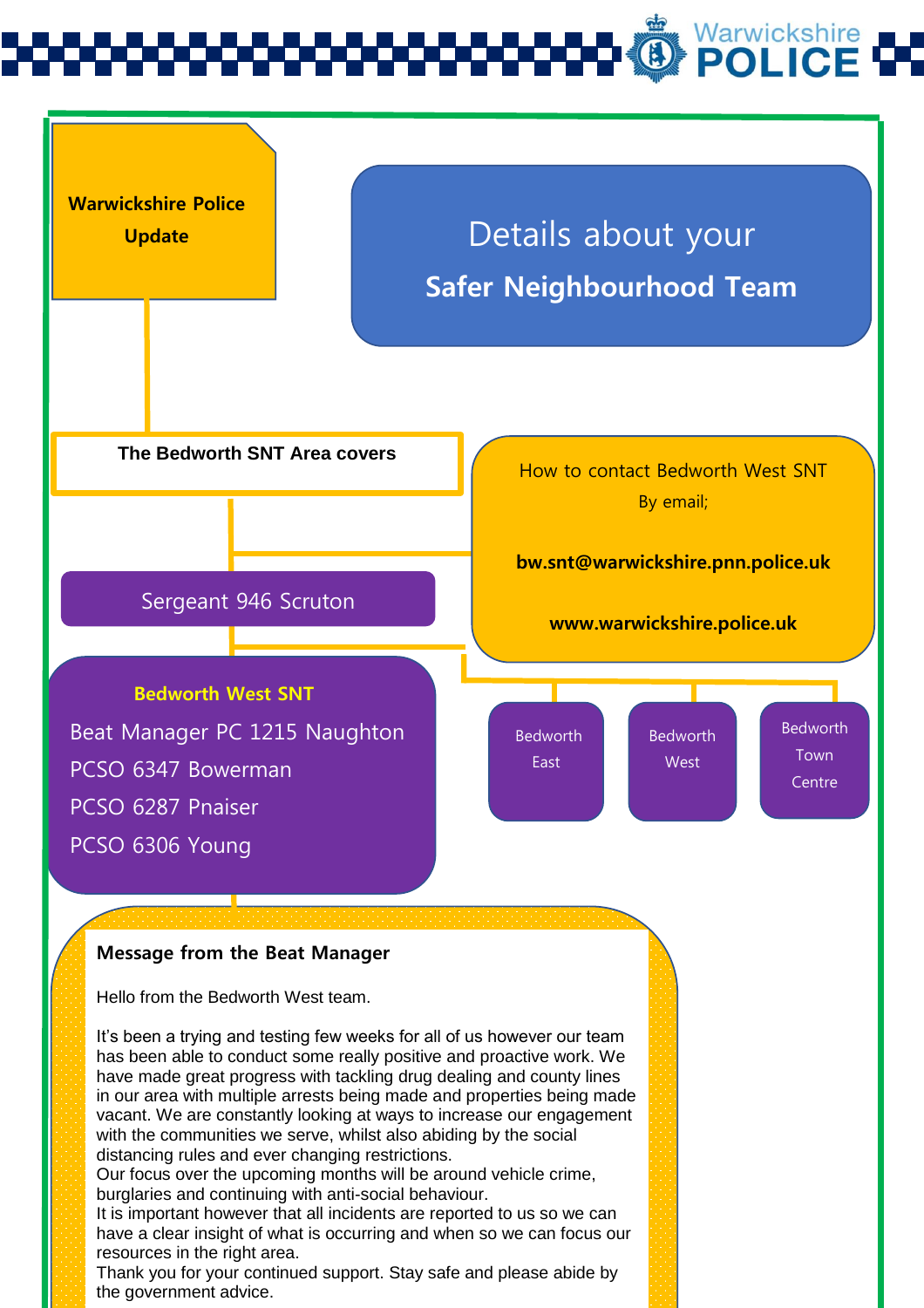**Warwickshire Police Update**

# Details about your Safer Neighbourhood Team

**The Bedworth SNT Area covers**

How to contact Bedworth West SNT
By email;

**bw.snt@warwickshire.pnn.police.uk**

**www.warwickshire.police.uk**

Sergeant 946 Scruton

- Bedworth East
- Bedworth West
- Bedworth Town Centre

**Bedworth West SNT**

Beat Manager PC 1215 Naughton
PCSO 6347 Bowerman
PCSO 6287 Pnaiser
PCSO 6306 Young

**Message from the Beat Manager**

Hello from the Bedworth West team.

It's been a trying and testing few weeks for all of us however our team has been able to conduct some really positive and proactive work. We have made great progress with tackling drug dealing and county lines in our area with multiple arrests being made and properties being made vacant. We are constantly looking at ways to increase our engagement with the communities we serve, whilst also abiding by the social distancing rules and ever changing restrictions.
Our focus over the upcoming months will be around vehicle crime, burglaries and continuing with anti-social behaviour.
It is important however that all incidents are reported to us so we can have a clear insight of what is occurring and when so we can focus our resources in the right area.
Thank you for your continued support. Stay safe and please abide by the government advice.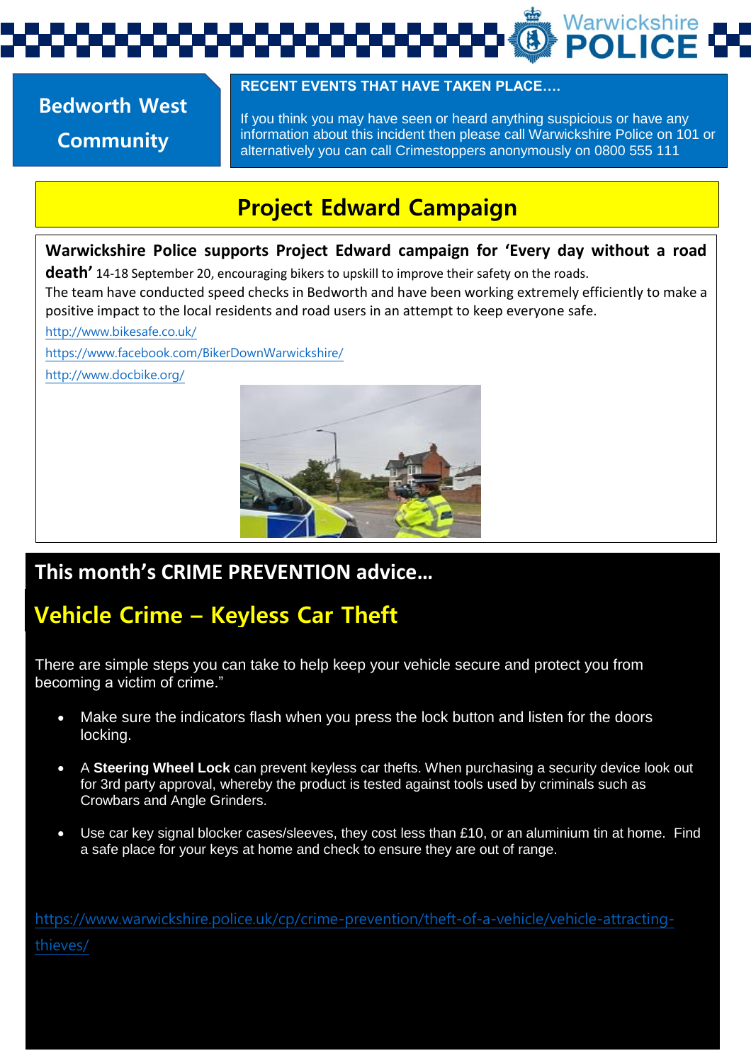Bedworth West Community

**RECENT EVENTS THAT HAVE TAKEN PLACE….**

If you think you may have seen or heard anything suspicious or have any information about this incident then please call Warwickshire Police on 101 or alternatively you can call Crimestoppers anonymously on 0800 555 111

## Project Edward Campaign

**Warwickshire Police supports Project Edward campaign for 'Every day without a road death'** 14-18 September 20, encouraging bikers to upskill to improve their safety on the roads.
The team have conducted speed checks in Bedworth and have been working extremely efficiently to make a positive impact to the local residents and road users in an attempt to keep everyone safe.

http://www.bikesafe.co.uk/

https://www.facebook.com/BikerDownWarwickshire/

http://www.docbike.org/

## This month's CRIME PREVENTION advice…

## Vehicle Crime – Keyless Car Theft

There are simple steps you can take to help keep your vehicle secure and protect you from becoming a victim of crime."

- Make sure the indicators flash when you press the lock button and listen for the doors locking.
- A **Steering Wheel Lock** can prevent keyless car thefts. When purchasing a security device look out for 3rd party approval, whereby the product is tested against tools used by criminals such as Crowbars and Angle Grinders.
- Use car key signal blocker cases/sleeves, they cost less than £10, or an aluminium tin at home. Find a safe place for your keys at home and check to ensure they are out of range.

https://www.warwickshire.police.uk/cp/crime-prevention/theft-of-a-vehicle/vehicle-attracting-thieves/